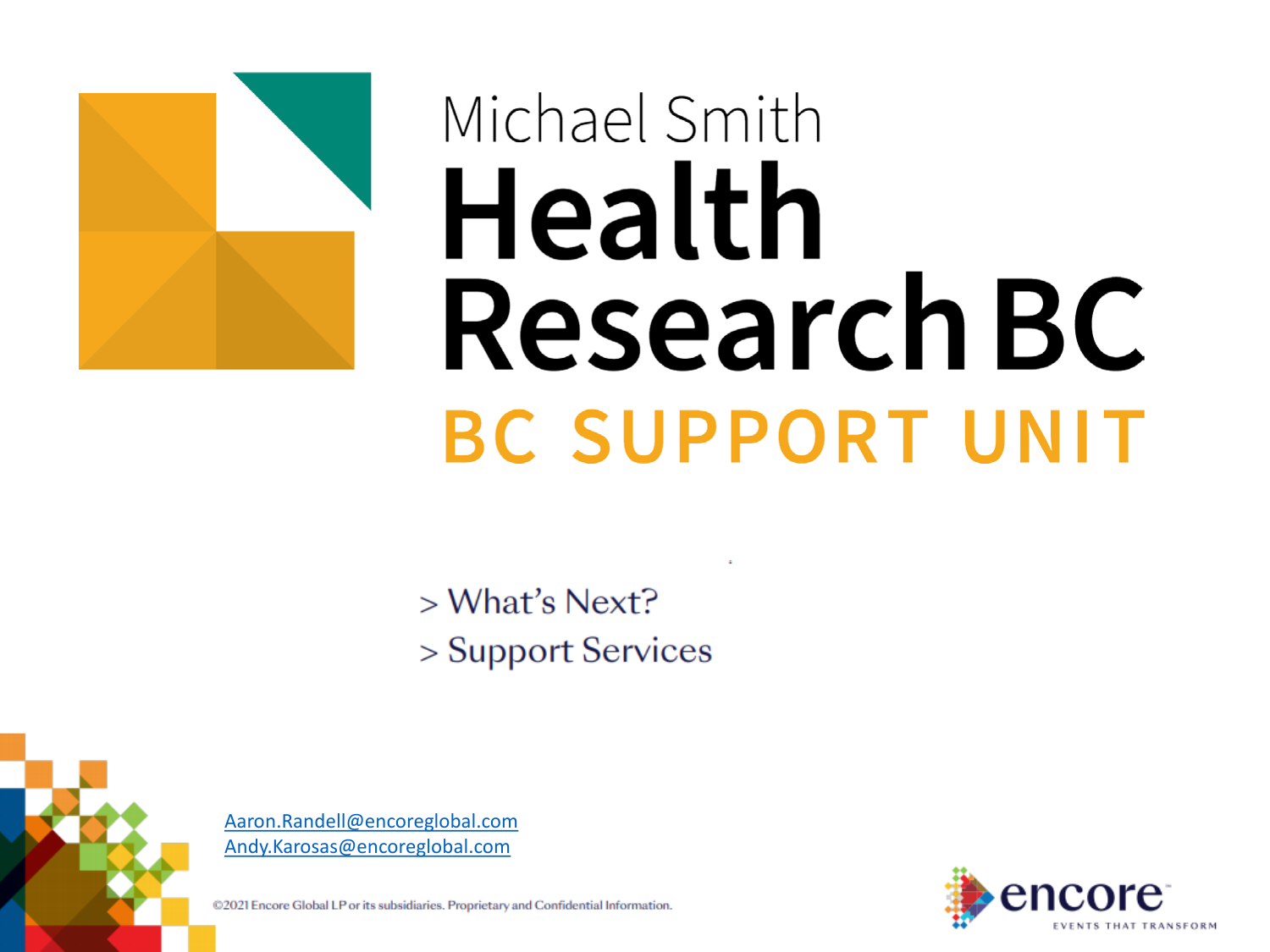# Michael Smith Health Research BC

## BC SUPPORT UNIT

> What's Next?
> Support Services

Aaron.Randell@encoreglobal.com
Andy.Karosas@encoreglobal.com

©2021 Encore Global LP or its subsidiaries. Proprietary and Confidential Information.

encore
EVENTS THAT TRANSFORM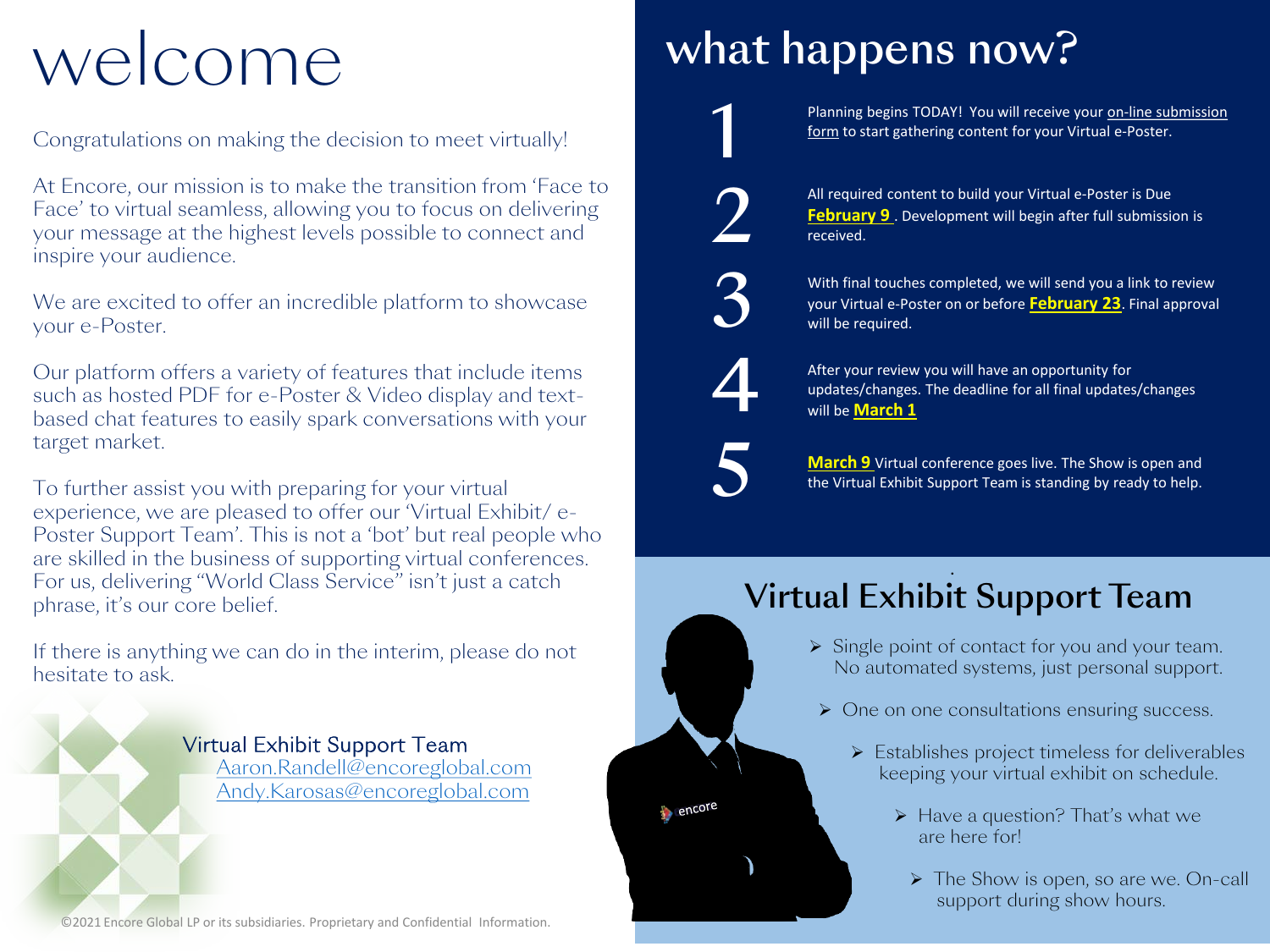# welcome

Congratulations on making the decision to meet virtually!

At Encore, our mission is to make the transition from 'Face to Face' to virtual seamless, allowing you to focus on delivering your message at the highest levels possible to connect and inspire your audience.

We are excited to offer an incredible platform to showcase your e-Poster.

Our platform offers a variety of features that include items such as hosted PDF for e-Poster & Video display and text-based chat features to easily spark conversations with your target market.

To further assist you with preparing for your virtual experience, we are pleased to offer our 'Virtual Exhibit/ e-Poster Support Team'. This is not a 'bot' but real people who are skilled in the business of supporting virtual conferences. For us, delivering "World Class Service" isn't just a catch phrase, it's our core belief.

If there is anything we can do in the interim, please do not hesitate to ask.

Virtual Exhibit Support Team
Aaron.Randell@encoreglobal.com
Andy.Karosas@encoreglobal.com

©2021 Encore Global LP or its subsidiaries. Proprietary and Confidential Information.

# what happens now?

1. Planning begins TODAY! You will receive your on-line submission form to start gathering content for your Virtual e-Poster.
2. All required content to build your Virtual e-Poster is Due **February 9**. Development will begin after full submission is received.
3. With final touches completed, we will send you a link to review your Virtual e-Poster on or before **February 23**. Final approval will be required.
4. After your review you will have an opportunity for updates/changes. The deadline for all final updates/changes will be **March 1**
5. **March 9** Virtual conference goes live. The Show is open and the Virtual Exhibit Support Team is standing by ready to help.

## Virtual Exhibit Support Team

- Single point of contact for you and your team. No automated systems, just personal support.
- One on one consultations ensuring success.
- Establishes project timeless for deliverables keeping your virtual exhibit on schedule.
- Have a question? That's what we are here for!
- The Show is open, so are we. On-call support during show hours.